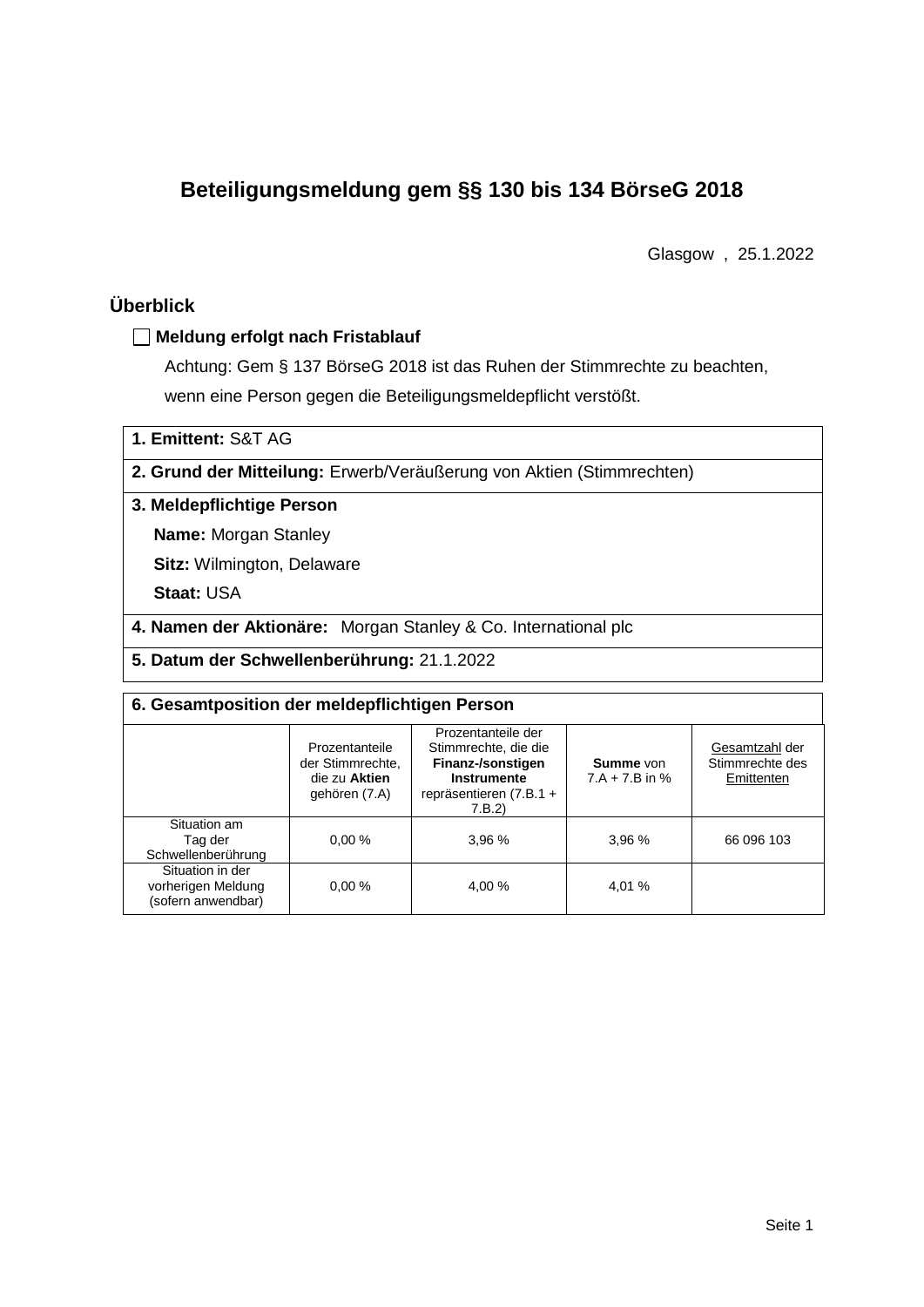# Beteiligungsmeldung gem §§ 130 bis 134 BörseG 2018

Glasgow , 25.1.2022

## Überblick

☐ **Meldung erfolgt nach Fristablauf**

Achtung: Gem § 137 BörseG 2018 ist das Ruhen der Stimmrechte zu beachten, wenn eine Person gegen die Beteiligungsmeldepflicht verstößt.

**1. Emittent:** S&T AG

**2. Grund der Mitteilung:** Erwerb/Veräußerung von Aktien (Stimmrechten)

**3. Meldepflichtige Person**

**Name:** Morgan Stanley

**Sitz:** Wilmington, Delaware

**Staat:** USA

**4. Namen der Aktionäre:** Morgan Stanley & Co. International plc

**5. Datum der Schwellenberührung:** 21.1.2022

**6. Gesamtposition der meldepflichtigen Person**

| | Prozentanteile der Stimmrechte, die zu **Aktien** gehören (7.A) | Prozentanteile der Stimmrechte, die die **Finanz-/sonstigen Instrumente** repräsentieren (7.B.1 + 7.B.2) | **Summe** von 7.A + 7.B in % | Gesamtzahl der Stimmrechte des Emittenten |
|---|---|---|---|---|
| Situation am Tag der Schwellenberührung | 0,00 % | 3,96 % | 3,96 % | 66 096 103 |
| Situation in der vorherigen Meldung (sofern anwendbar) | 0,00 % | 4,00 % | 4,01 % | |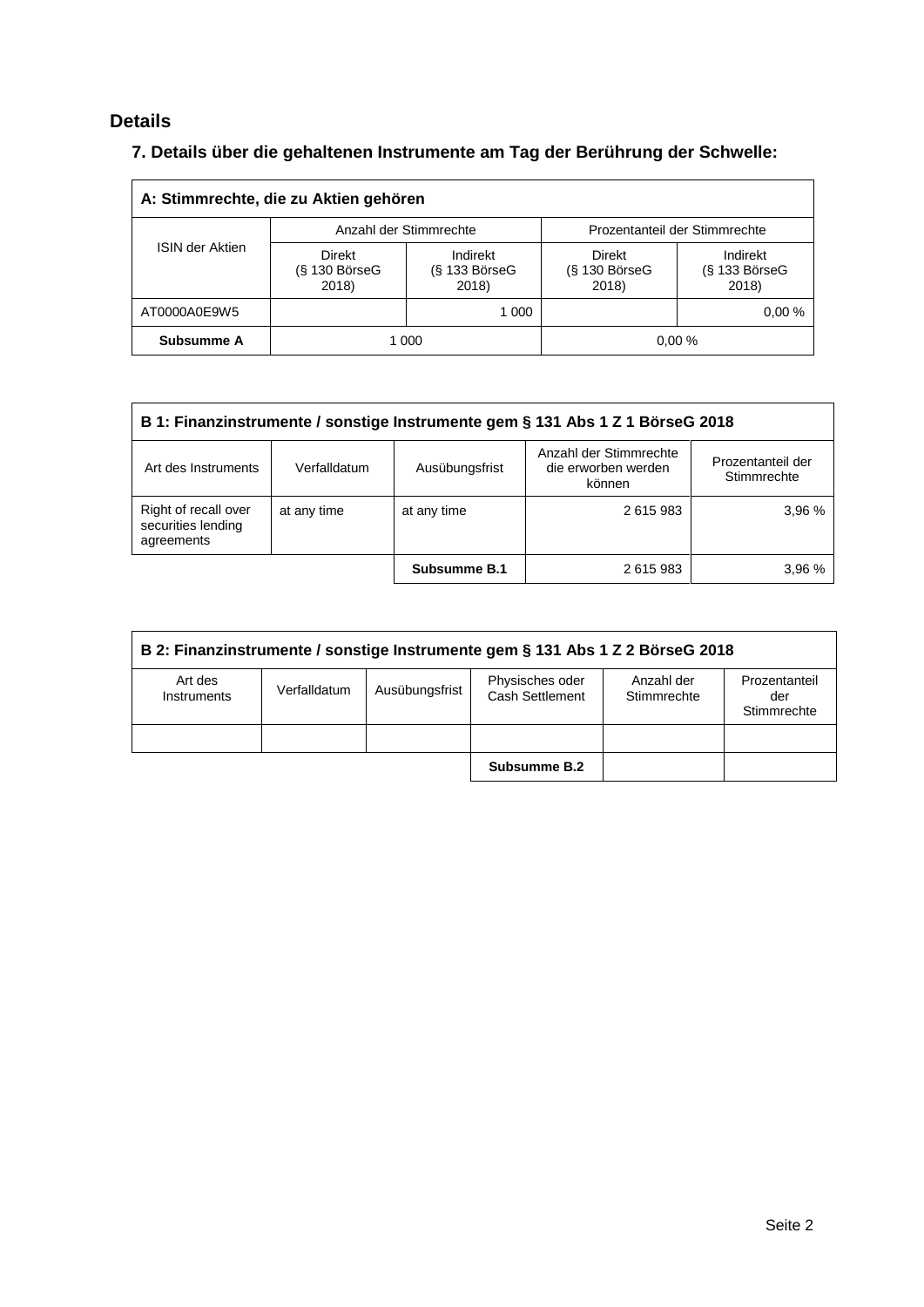## Details

### 7. Details über die gehaltenen Instrumente am Tag der Berührung der Schwelle:

| A: Stimmrechte, die zu Aktien gehören | | | | |
|---|---|---|---|---|
| ISIN der Aktien | Anzahl der Stimmrechte | | Prozentanteil der Stimmrechte | |
| | Direkt (§ 130 BörseG 2018) | Indirekt (§ 133 BörseG 2018) | Direkt (§ 130 BörseG 2018) | Indirekt (§ 133 BörseG 2018) |
| AT0000A0E9W5 | | 1 000 | | 0,00 % |
| **Subsumme A** | 1 000 | | 0,00 % | |

| B 1: Finanzinstrumente / sonstige Instrumente gem § 131 Abs 1 Z 1 BörseG 2018 | | | | |
|---|---|---|---|---|
| Art des Instruments | Verfalldatum | Ausübungsfrist | Anzahl der Stimmrechte die erworben werden können | Prozentanteil der Stimmrechte |
| Right of recall over securities lending agreements | at any time | at any time | 2 615 983 | 3,96 % |
| | | **Subsumme B.1** | 2 615 983 | 3,96 % |

| B 2: Finanzinstrumente / sonstige Instrumente gem § 131 Abs 1 Z 2 BörseG 2018 | | | | | |
|---|---|---|---|---|---|
| Art des Instruments | Verfalldatum | Ausübungsfrist | Physisches oder Cash Settlement | Anzahl der Stimmrechte | Prozentanteil der Stimmrechte |
| | | | | | |
| | | | **Subsumme B.2** | | |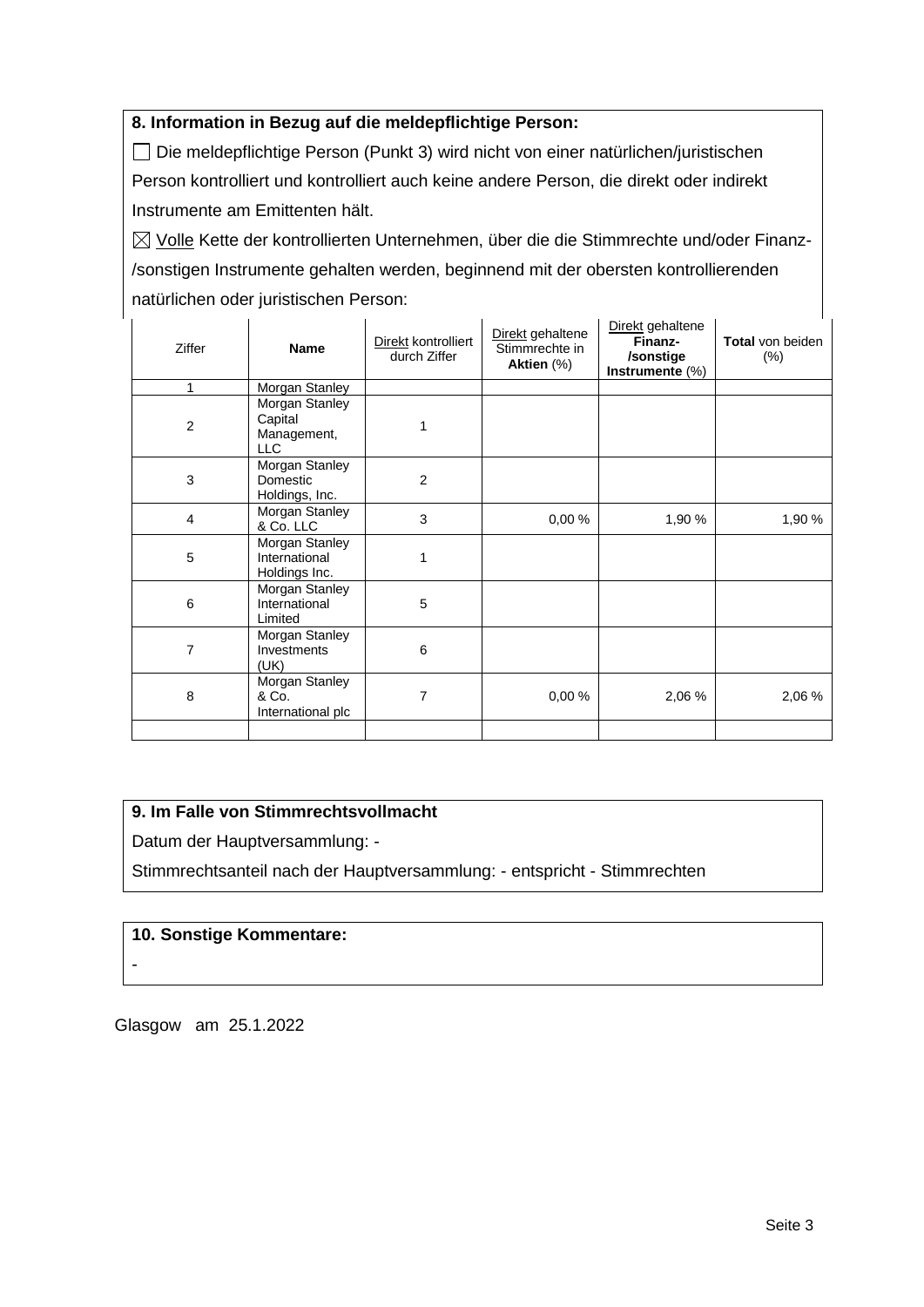**8. Information in Bezug auf die meldepflichtige Person:**

☐ Die meldepflichtige Person (Punkt 3) wird nicht von einer natürlichen/juristischen Person kontrolliert und kontrolliert auch keine andere Person, die direkt oder indirekt Instrumente am Emittenten hält.

☒ Volle Kette der kontrollierten Unternehmen, über die die Stimmrechte und/oder Finanz-/sonstigen Instrumente gehalten werden, beginnend mit der obersten kontrollierenden natürlichen oder juristischen Person:

| Ziffer | Name | Direkt kontrolliert durch Ziffer | Direkt gehaltene Stimmrechte in Aktien (%) | Direkt gehaltene Finanz-/sonstige Instrumente (%) | Total von beiden (%) |
|---|---|---|---|---|---|
| 1 | Morgan Stanley | | | | |
| 2 | Morgan Stanley Capital Management, LLC | 1 | | | |
| 3 | Morgan Stanley Domestic Holdings, Inc. | 2 | | | |
| 4 | Morgan Stanley & Co. LLC | 3 | 0,00 % | 1,90 % | 1,90 % |
| 5 | Morgan Stanley International Holdings Inc. | 1 | | | |
| 6 | Morgan Stanley International Limited | 5 | | | |
| 7 | Morgan Stanley Investments (UK) | 6 | | | |
| 8 | Morgan Stanley & Co. International plc | 7 | 0,00 % | 2,06 % | 2,06 % |
| | | | | | |

**9. Im Falle von Stimmrechtsvollmacht**

Datum der Hauptversammlung: -

Stimmrechtsanteil nach der Hauptversammlung: - entspricht - Stimmrechten

**10. Sonstige Kommentare:**

-

Glasgow am 25.1.2022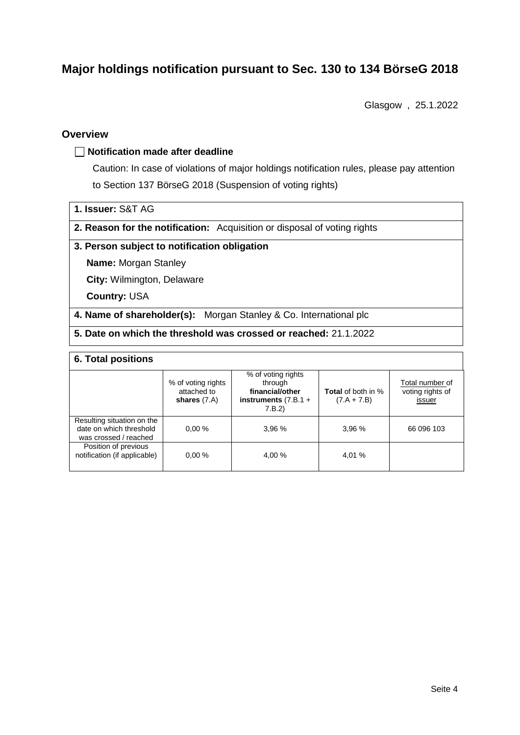# Major holdings notification pursuant to Sec. 130 to 134 BörseG 2018

Glasgow , 25.1.2022

## Overview

☐ **Notification made after deadline**

Caution: In case of violations of major holdings notification rules, please pay attention to Section 137 BörseG 2018 (Suspension of voting rights)

**1. Issuer:** S&T AG

**2. Reason for the notification:** Acquisition or disposal of voting rights

**3. Person subject to notification obligation**

**Name:** Morgan Stanley

**City:** Wilmington, Delaware

**Country:** USA

**4. Name of shareholder(s):** Morgan Stanley & Co. International plc

**5. Date on which the threshold was crossed or reached:** 21.1.2022

**6. Total positions**

| | % of voting rights attached to **shares** (7.A) | % of voting rights through **financial/other instruments** (7.B.1 + 7.B.2) | **Total** of both in % (7.A + 7.B) | Total number of voting rights of issuer |
|---|---|---|---|---|
| Resulting situation on the date on which threshold was crossed / reached | 0,00 % | 3,96 % | 3,96 % | 66 096 103 |
| Position of previous notification (if applicable) | 0,00 % | 4,00 % | 4,01 % | |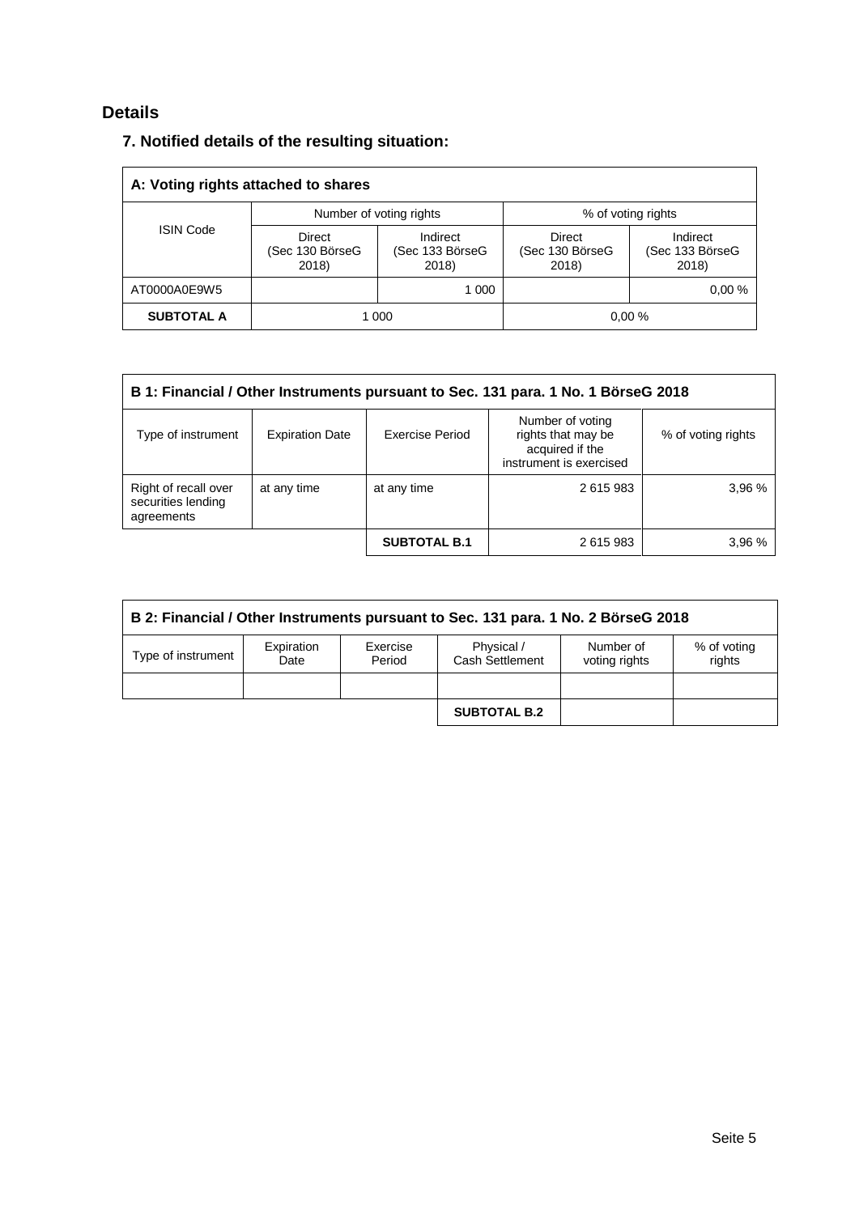## Details

### 7. Notified details of the resulting situation:

| A: Voting rights attached to shares | | | | |
|---|---|---|---|---|
| ISIN Code | Number of voting rights | | % of voting rights | |
| | Direct (Sec 130 BörseG 2018) | Indirect (Sec 133 BörseG 2018) | Direct (Sec 130 BörseG 2018) | Indirect (Sec 133 BörseG 2018) |
| AT0000A0E9W5 | | 1 000 | | 0,00 % |
| **SUBTOTAL A** | 1 000 | | 0,00 % | |

| B 1: Financial / Other Instruments pursuant to Sec. 131 para. 1 No. 1 BörseG 2018 | | | | |
|---|---|---|---|---|
| Type of instrument | Expiration Date | Exercise Period | Number of voting rights that may be acquired if the instrument is exercised | % of voting rights |
| Right of recall over securities lending agreements | at any time | at any time | 2 615 983 | 3,96 % |
| | | **SUBTOTAL B.1** | 2 615 983 | 3,96 % |

| B 2: Financial / Other Instruments pursuant to Sec. 131 para. 1 No. 2 BörseG 2018 | | | | | |
|---|---|---|---|---|---|
| Type of instrument | Expiration Date | Exercise Period | Physical / Cash Settlement | Number of voting rights | % of voting rights |
| | | | | | |
| | | | **SUBTOTAL B.2** | | |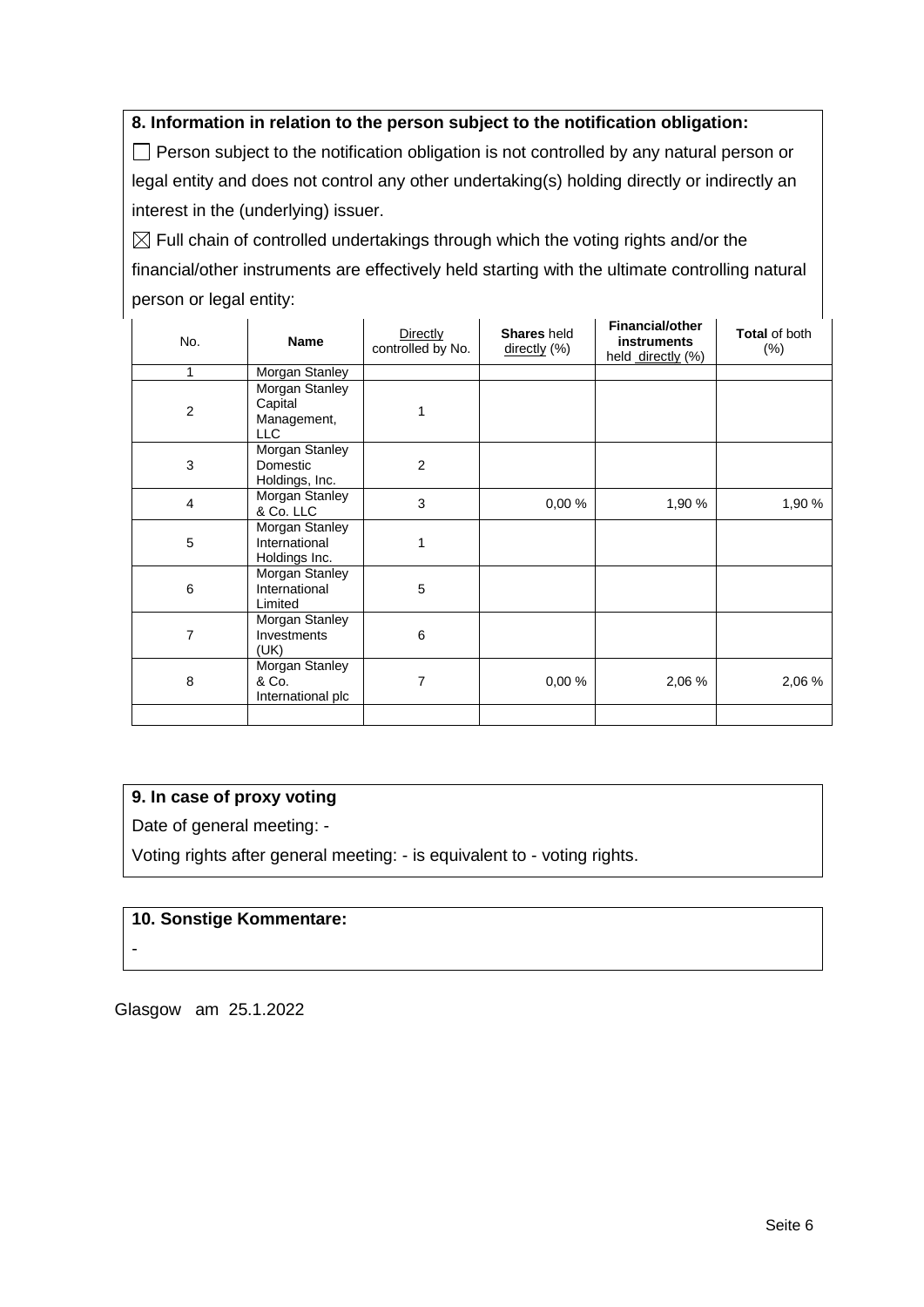**8. Information in relation to the person subject to the notification obligation:**

☐ Person subject to the notification obligation is not controlled by any natural person or legal entity and does not control any other undertaking(s) holding directly or indirectly an interest in the (underlying) issuer.

☒ Full chain of controlled undertakings through which the voting rights and/or the financial/other instruments are effectively held starting with the ultimate controlling natural person or legal entity:

| No. | Name | Directly controlled by No. | **Shares** held directly (%) | **Financial/other instruments** held directly (%) | **Total** of both (%) |
|---|---|---|---|---|---|
| 1 | Morgan Stanley | | | | |
| 2 | Morgan Stanley Capital Management, LLC | 1 | | | |
| 3 | Morgan Stanley Domestic Holdings, Inc. | 2 | | | |
| 4 | Morgan Stanley & Co. LLC | 3 | 0,00 % | 1,90 % | 1,90 % |
| 5 | Morgan Stanley International Holdings Inc. | 1 | | | |
| 6 | Morgan Stanley International Limited | 5 | | | |
| 7 | Morgan Stanley Investments (UK) | 6 | | | |
| 8 | Morgan Stanley & Co. International plc | 7 | 0,00 % | 2,06 % | 2,06 % |
| | | | | | |

**9. In case of proxy voting**

Date of general meeting: -

Voting rights after general meeting: - is equivalent to - voting rights.

**10. Sonstige Kommentare:**

-

Glasgow am 25.1.2022